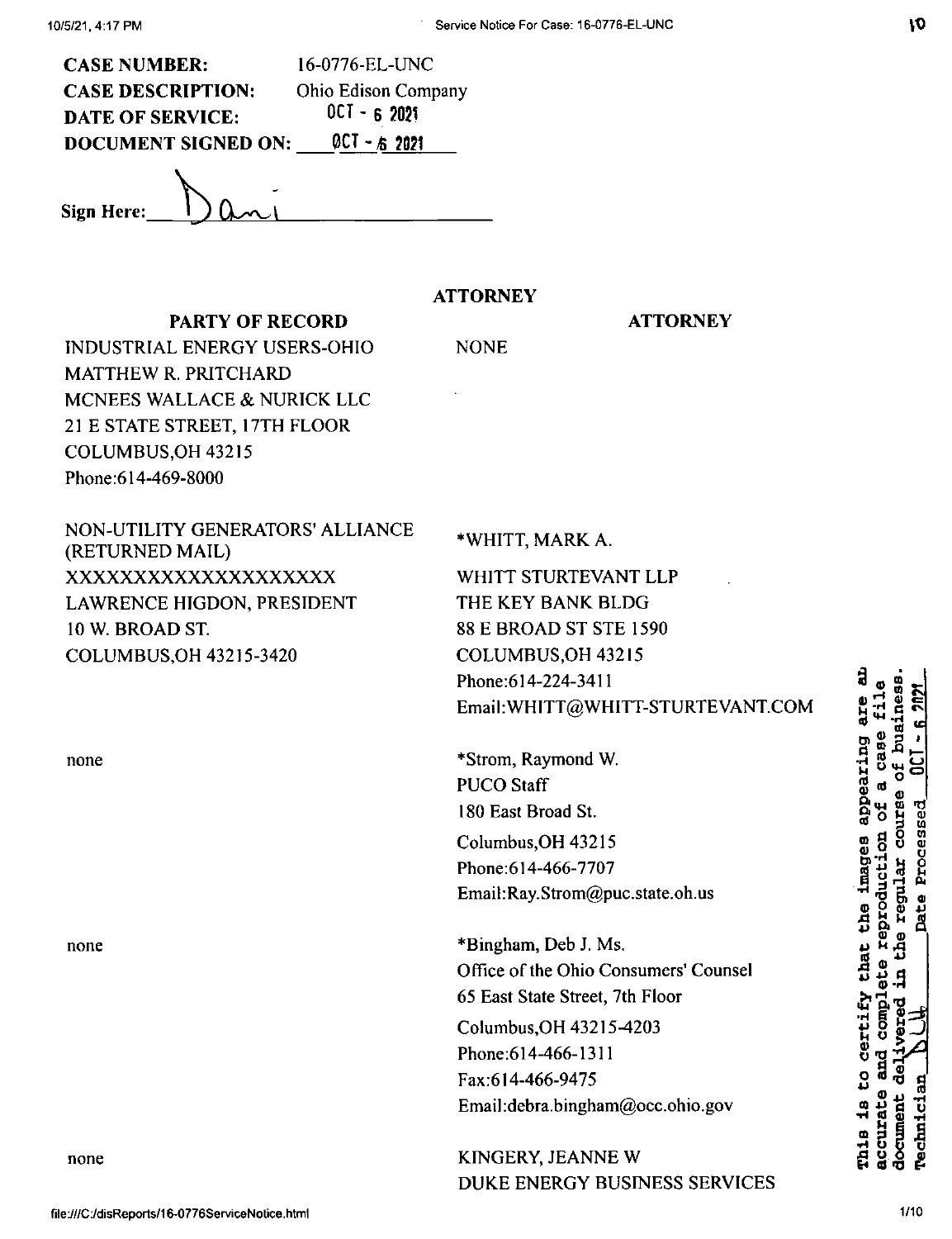| | |
|---|---|
| **CASE NUMBER:** | 16-0776-EL-UNC |
| **CASE DESCRIPTION:** | Ohio Edison Company |
| **DATE OF SERVICE:** | OCT - 6 2021 |
| **DOCUMENT SIGNED ON:** | OCT - 6 2021 |

**Sign Here:** Dani

| PARTY OF RECORD | ATTORNEY |
|---|---|
| INDUSTRIAL ENERGY USERS-OHIO<br>MATTHEW R. PRITCHARD<br>MCNEES WALLACE & NURICK LLC<br>21 E STATE STREET, 17TH FLOOR<br>COLUMBUS,OH 43215<br>Phone:614-469-8000 | NONE |
| NON-UTILITY GENERATORS' ALLIANCE (RETURNED MAIL)<br>XXXXXXXXXXXXXXXXXXXX<br>LAWRENCE HIGDON, PRESIDENT<br>10 W. BROAD ST.<br>COLUMBUS,OH 43215-3420 | *WHITT, MARK A.<br>WHITT STURTEVANT LLP<br>THE KEY BANK BLDG<br>88 E BROAD ST STE 1590<br>COLUMBUS,OH 43215<br>Phone:614-224-3411<br>Email:WHITT@WHITT-STURTEVANT.COM |
| none | *Strom, Raymond W.<br>PUCO Staff<br>180 East Broad St.<br>Columbus,OH 43215<br>Phone:614-466-7707<br>Email:Ray.Strom@puc.state.oh.us |
| none | *Bingham, Deb J. Ms.<br>Office of the Ohio Consumers' Counsel<br>65 East State Street, 7th Floor<br>Columbus,OH 43215-4203<br>Phone:614-466-1311<br>Fax:614-466-9475<br>Email:debra.bingham@occ.ohio.gov |
| none | KINGERY, JEANNE W<br>DUKE ENERGY BUSINESS SERVICES |

This is to certify that the images appearing are an accurate and complete reproduction of a case file document delivered in the regular course of business. Technician DLH Date Processed OCT - 6 2021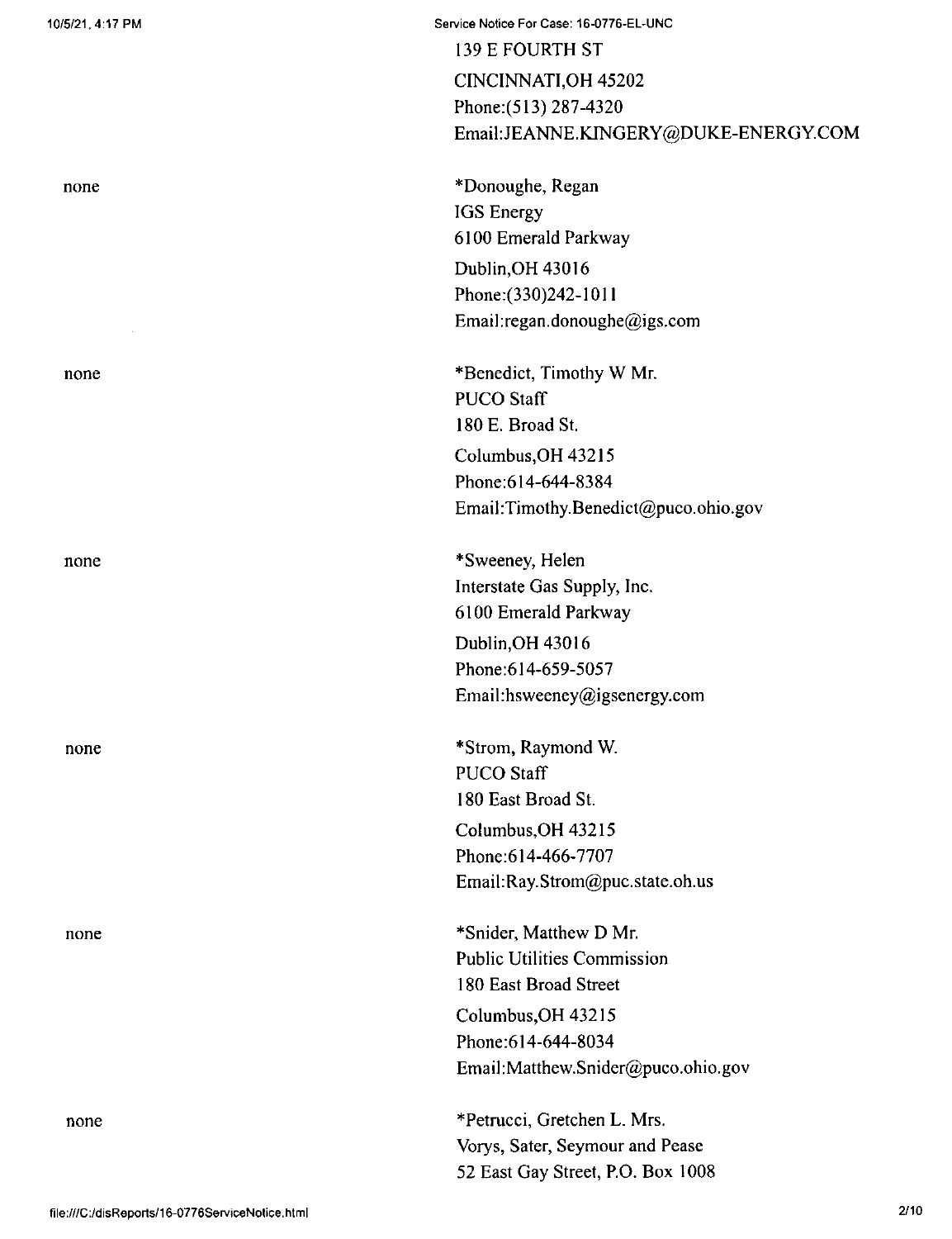139 E FOURTH ST
CINCINNATI,OH 45202
Phone:(513) 287-4320
Email:JEANNE.KINGERY@DUKE-ENERGY.COM

| | |
|---|---|
| none | *Donoughe, Regan<br>IGS Energy<br>6100 Emerald Parkway<br>Dublin,OH 43016<br>Phone:(330)242-1011<br>Email:regan.donoughe@igs.com |
| none | *Benedict, Timothy W Mr.<br>PUCO Staff<br>180 E. Broad St.<br>Columbus,OH 43215<br>Phone:614-644-8384<br>Email:Timothy.Benedict@puco.ohio.gov |
| none | *Sweeney, Helen<br>Interstate Gas Supply, Inc.<br>6100 Emerald Parkway<br>Dublin,OH 43016<br>Phone:614-659-5057<br>Email:hsweeney@igsenergy.com |
| none | *Strom, Raymond W.<br>PUCO Staff<br>180 East Broad St.<br>Columbus,OH 43215<br>Phone:614-466-7707<br>Email:Ray.Strom@puc.state.oh.us |
| none | *Snider, Matthew D Mr.<br>Public Utilities Commission<br>180 East Broad Street<br>Columbus,OH 43215<br>Phone:614-644-8034<br>Email:Matthew.Snider@puco.ohio.gov |
| none | *Petrucci, Gretchen L. Mrs.<br>Vorys, Sater, Seymour and Pease<br>52 East Gay Street, P.O. Box 1008 |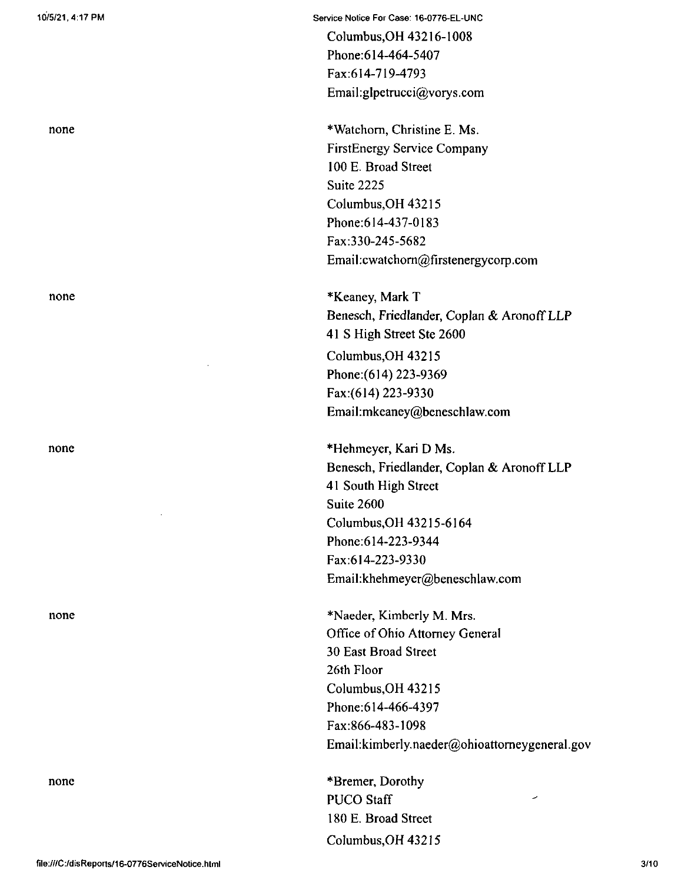Columbus,OH 43216-1008
Phone:614-464-5407
Fax:614-719-4793
Email:glpetrucci@vorys.com

| | |
|---|---|
| none | *Watchorn, Christine E. Ms.<br>FirstEnergy Service Company<br>100 E. Broad Street<br>Suite 2225<br>Columbus,OH 43215<br>Phone:614-437-0183<br>Fax:330-245-5682<br>Email:cwatchorn@firstenergycorp.com |
| none | *Keaney, Mark T<br>Benesch, Friedlander, Coplan & Aronoff LLP<br>41 S High Street Ste 2600<br>Columbus,OH 43215<br>Phone:(614) 223-9369<br>Fax:(614) 223-9330<br>Email:mkeaney@beneschlaw.com |
| none | *Hehmeyer, Kari D Ms.<br>Benesch, Friedlander, Coplan & Aronoff LLP<br>41 South High Street<br>Suite 2600<br>Columbus,OH 43215-6164<br>Phone:614-223-9344<br>Fax:614-223-9330<br>Email:khehmeyer@beneschlaw.com |
| none | *Naeder, Kimberly M. Mrs.<br>Office of Ohio Attorney General<br>30 East Broad Street<br>26th Floor<br>Columbus,OH 43215<br>Phone:614-466-4397<br>Fax:866-483-1098<br>Email:kimberly.naeder@ohioattorneygeneral.gov |
| none | *Bremer, Dorothy<br>PUCO Staff<br>180 E. Broad Street<br>Columbus,OH 43215 |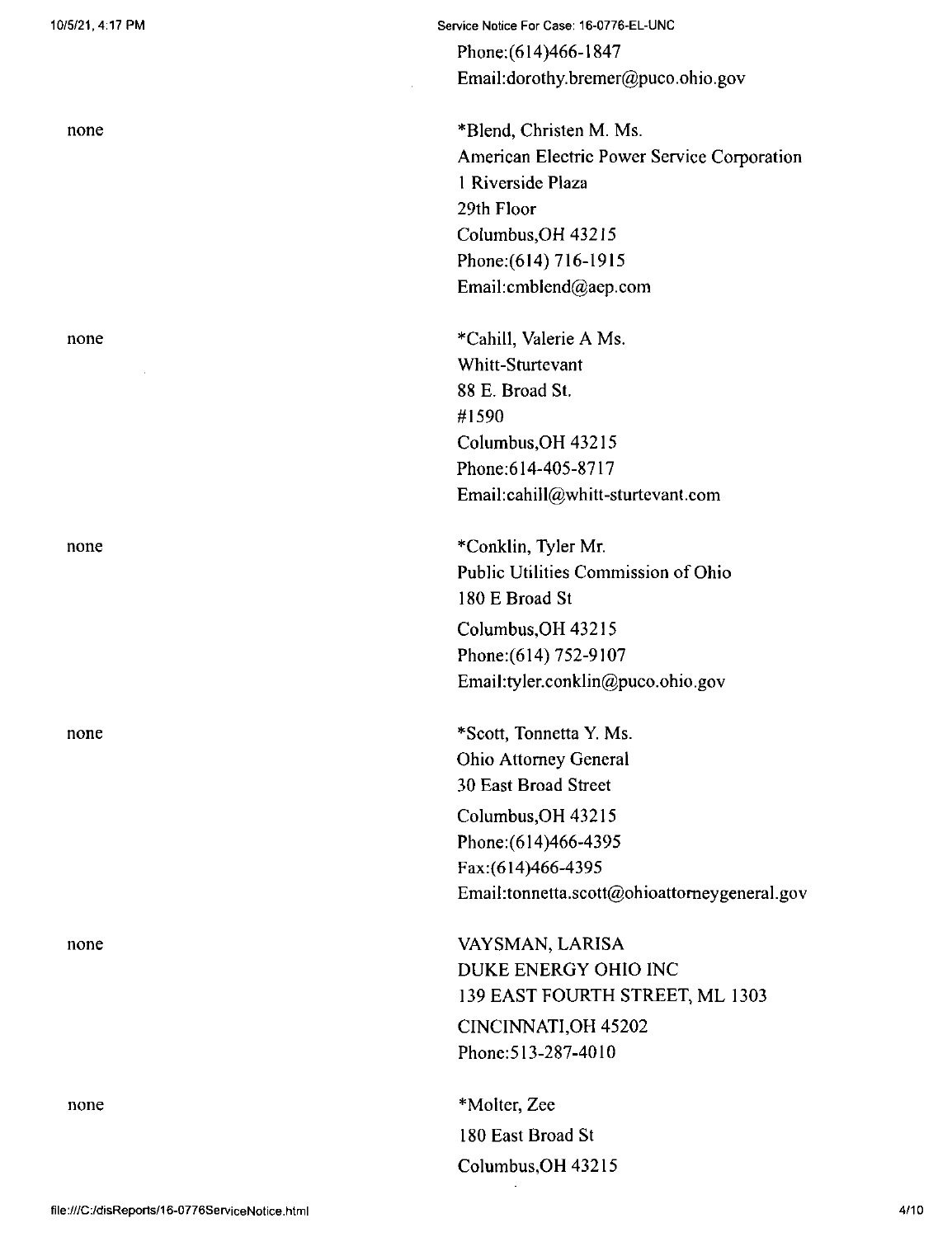Phone:(614)466-1847
Email:dorothy.bremer@puco.ohio.gov

| | |
|---|---|
| none | *Blend, Christen M. Ms.<br>American Electric Power Service Corporation<br>1 Riverside Plaza<br>29th Floor<br>Columbus,OH 43215<br>Phone:(614) 716-1915<br>Email:cmblend@aep.com |
| none | *Cahill, Valerie A Ms.<br>Whitt-Sturtevant<br>88 E. Broad St.<br>#1590<br>Columbus,OH 43215<br>Phone:614-405-8717<br>Email:cahill@whitt-sturtevant.com |
| none | *Conklin, Tyler Mr.<br>Public Utilities Commission of Ohio<br>180 E Broad St<br>Columbus,OH 43215<br>Phone:(614) 752-9107<br>Email:tyler.conklin@puco.ohio.gov |
| none | *Scott, Tonnetta Y. Ms.<br>Ohio Attorney General<br>30 East Broad Street<br>Columbus,OH 43215<br>Phone:(614)466-4395<br>Fax:(614)466-4395<br>Email:tonnetta.scott@ohioattorneygeneral.gov |
| none | VAYSMAN, LARISA<br>DUKE ENERGY OHIO INC<br>139 EAST FOURTH STREET, ML 1303<br>CINCINNATI,OH 45202<br>Phone:513-287-4010 |
| none | *Molter, Zee<br>180 East Broad St<br>Columbus,OH 43215 |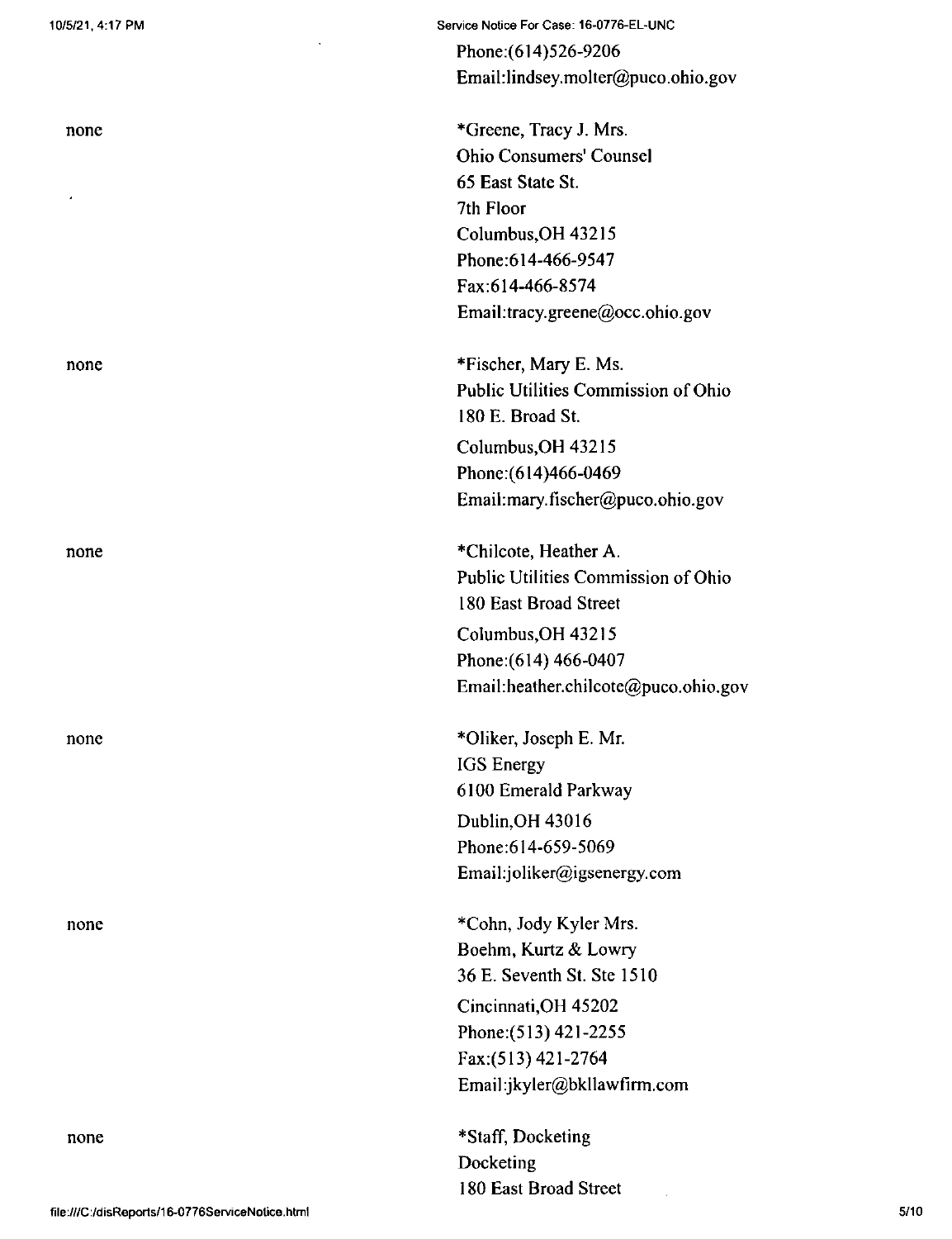Phone:(614)526-9206
Email:lindsey.molter@puco.ohio.gov

none

*Greene, Tracy J. Mrs.
Ohio Consumers' Counsel
65 East State St.
7th Floor
Columbus,OH 43215
Phone:614-466-9547
Fax:614-466-8574
Email:tracy.greene@occ.ohio.gov

none

*Fischer, Mary E. Ms.
Public Utilities Commission of Ohio
180 E. Broad St.
Columbus,OH 43215
Phone:(614)466-0469
Email:mary.fischer@puco.ohio.gov

none

*Chilcote, Heather A.
Public Utilities Commission of Ohio
180 East Broad Street
Columbus,OH 43215
Phone:(614) 466-0407
Email:heather.chilcote@puco.ohio.gov

none

*Oliker, Joseph E. Mr.
IGS Energy
6100 Emerald Parkway
Dublin,OH 43016
Phone:614-659-5069
Email:joliker@igsenergy.com

none

*Cohn, Jody Kyler Mrs.
Boehm, Kurtz & Lowry
36 E. Seventh St. Ste 1510
Cincinnati,OH 45202
Phone:(513) 421-2255
Fax:(513) 421-2764
Email:jkyler@bkllawfirm.com

none

*Staff, Docketing
Docketing
180 East Broad Street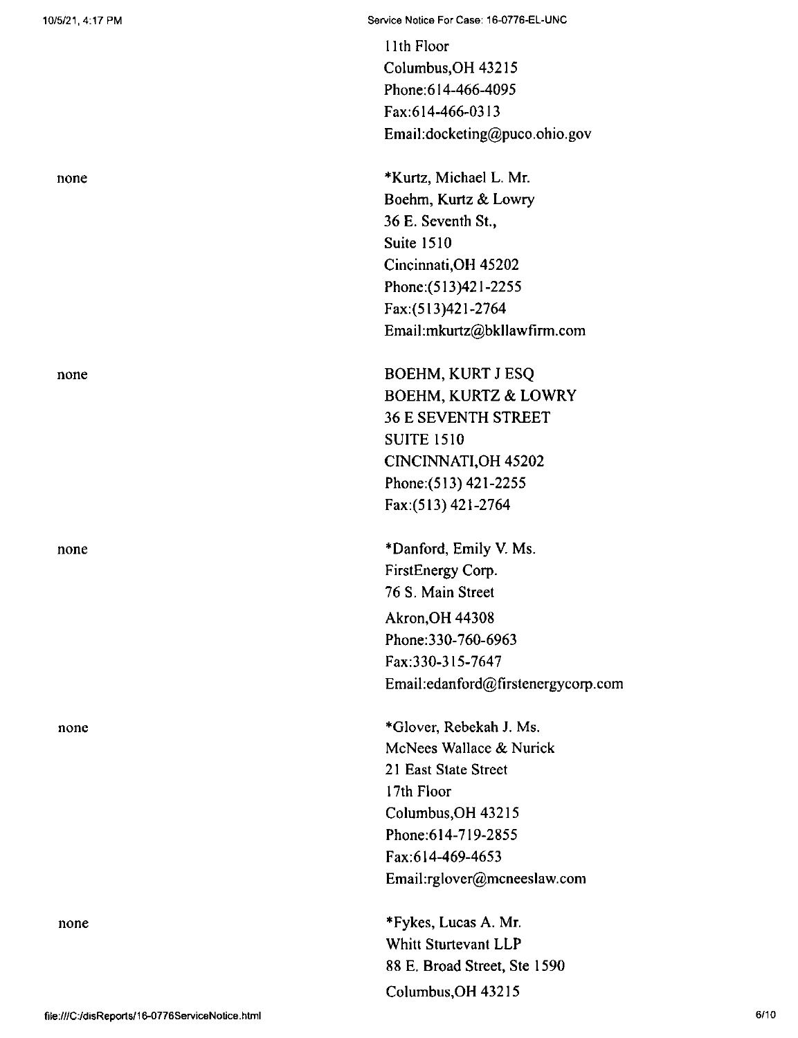11th Floor
Columbus,OH 43215
Phone:614-466-4095
Fax:614-466-0313
Email:docketing@puco.ohio.gov

| | |
|---|---|
| none | *Kurtz, Michael L. Mr.<br>Boehm, Kurtz & Lowry<br>36 E. Seventh St.,<br>Suite 1510<br>Cincinnati,OH 45202<br>Phone:(513)421-2255<br>Fax:(513)421-2764<br>Email:mkurtz@bkllawfirm.com |
| none | BOEHM, KURT J ESQ<br>BOEHM, KURTZ & LOWRY<br>36 E SEVENTH STREET<br>SUITE 1510<br>CINCINNATI,OH 45202<br>Phone:(513) 421-2255<br>Fax:(513) 421-2764 |
| none | *Danford, Emily V. Ms.<br>FirstEnergy Corp.<br>76 S. Main Street<br>Akron,OH 44308<br>Phone:330-760-6963<br>Fax:330-315-7647<br>Email:edanford@firstenergycorp.com |
| none | *Glover, Rebekah J. Ms.<br>McNees Wallace & Nurick<br>21 East State Street<br>17th Floor<br>Columbus,OH 43215<br>Phone:614-719-2855<br>Fax:614-469-4653<br>Email:rglover@mcneeslaw.com |
| none | *Fykes, Lucas A. Mr.<br>Whitt Sturtevant LLP<br>88 E. Broad Street, Ste 1590<br>Columbus,OH 43215 |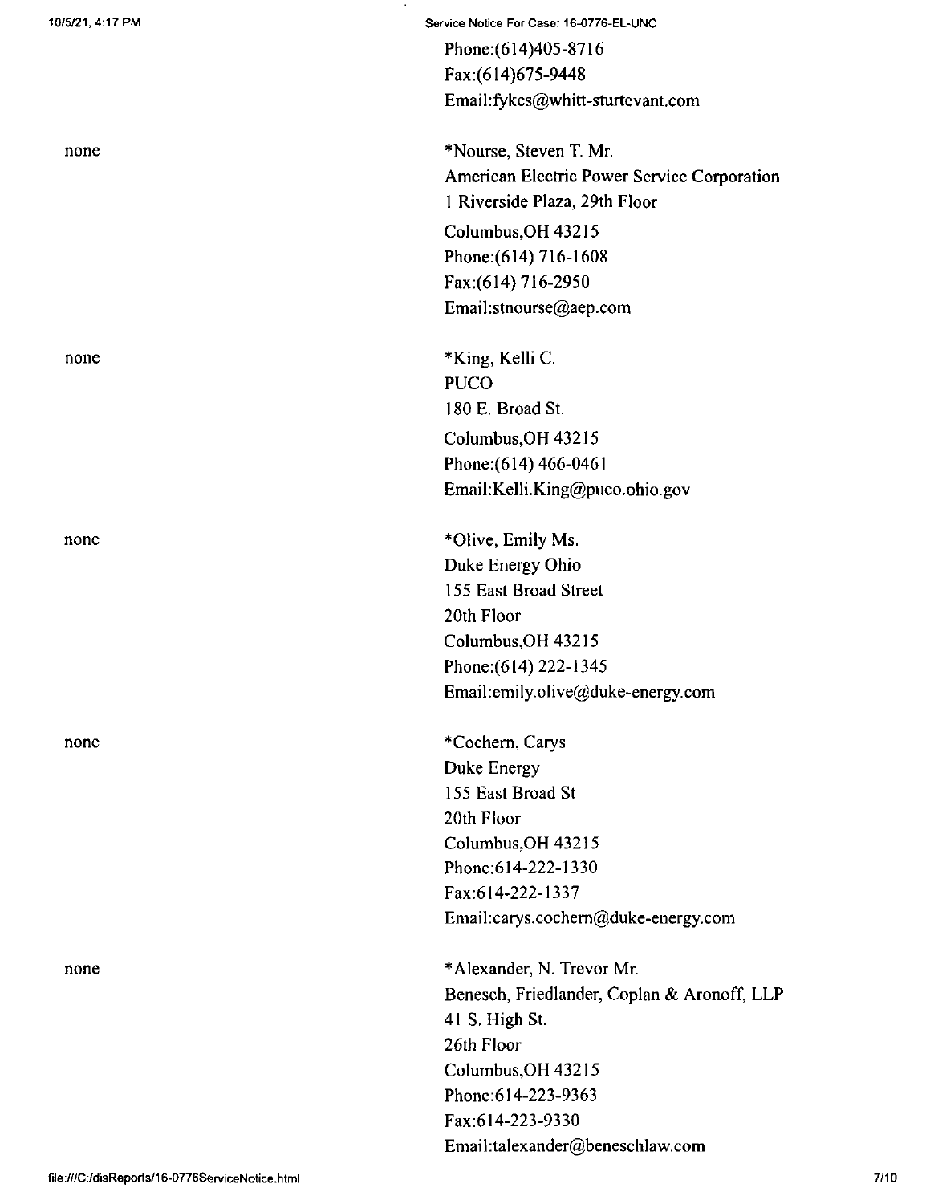Phone:(614)405-8716
Fax:(614)675-9448
Email:fykes@whitt-sturtevant.com

| | |
|---|---|
| none | *Nourse, Steven T. Mr.<br>American Electric Power Service Corporation<br>1 Riverside Plaza, 29th Floor<br>Columbus,OH 43215<br>Phone:(614) 716-1608<br>Fax:(614) 716-2950<br>Email:stnourse@aep.com |
| none | *King, Kelli C.<br>PUCO<br>180 E. Broad St.<br>Columbus,OH 43215<br>Phone:(614) 466-0461<br>Email:Kelli.King@puco.ohio.gov |
| none | *Olive, Emily Ms.<br>Duke Energy Ohio<br>155 East Broad Street<br>20th Floor<br>Columbus,OH 43215<br>Phone:(614) 222-1345<br>Email:emily.olive@duke-energy.com |
| none | *Cochern, Carys<br>Duke Energy<br>155 East Broad St<br>20th Floor<br>Columbus,OH 43215<br>Phone:614-222-1330<br>Fax:614-222-1337<br>Email:carys.cochern@duke-energy.com |
| none | *Alexander, N. Trevor Mr.<br>Benesch, Friedlander, Coplan & Aronoff, LLP<br>41 S. High St.<br>26th Floor<br>Columbus,OH 43215<br>Phone:614-223-9363<br>Fax:614-223-9330<br>Email:talexander@beneschlaw.com |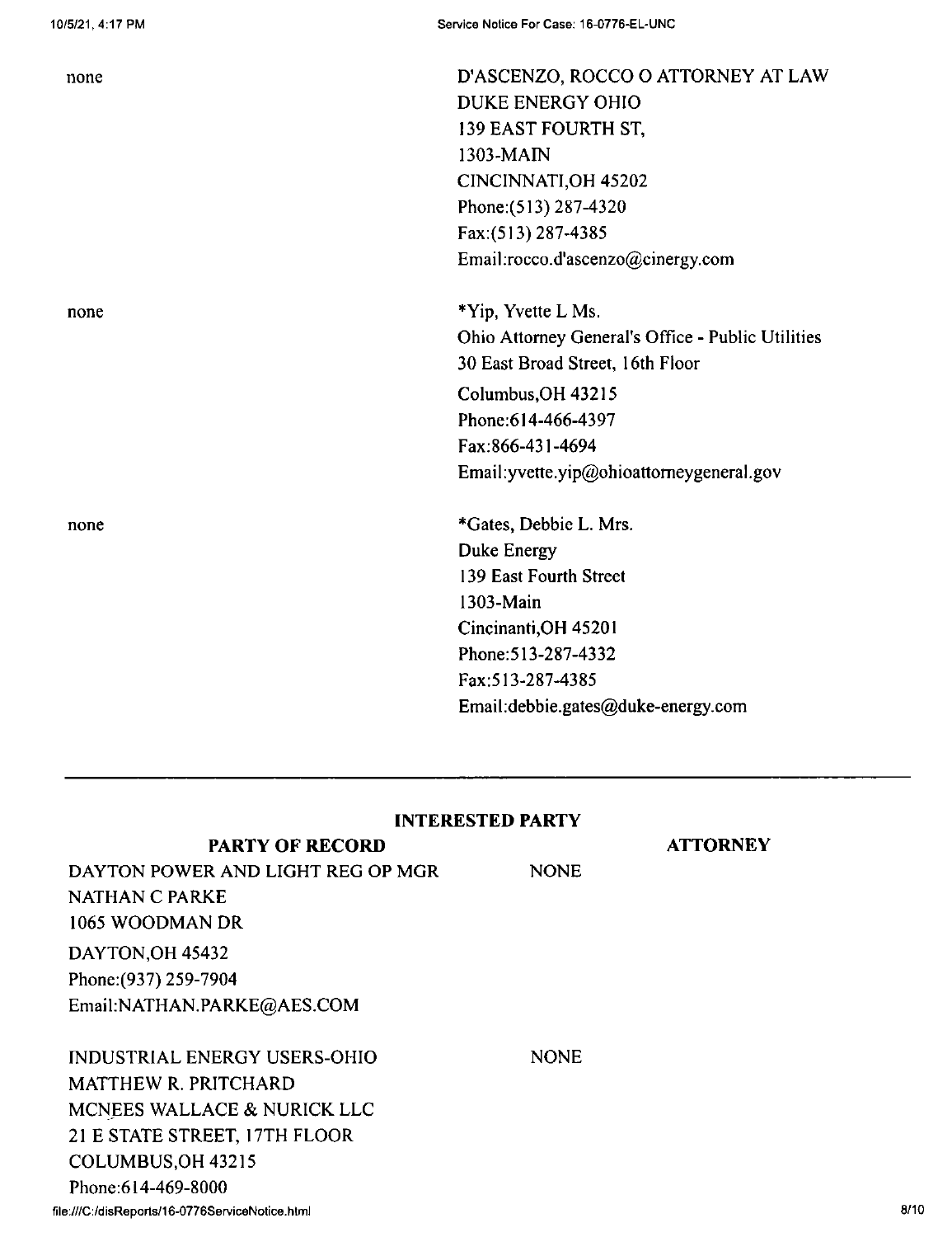| | |
|---|---|
| none | D'ASCENZO, ROCCO O ATTORNEY AT LAW<br>DUKE ENERGY OHIO<br>139 EAST FOURTH ST,<br>1303-MAIN<br>CINCINNATI,OH 45202<br>Phone:(513) 287-4320<br>Fax:(513) 287-4385<br>Email:rocco.d'ascenzo@cinergy.com |
| none | *Yip, Yvette L Ms.<br>Ohio Attorney General's Office - Public Utilities<br>30 East Broad Street, 16th Floor<br>Columbus,OH 43215<br>Phone:614-466-4397<br>Fax:866-431-4694<br>Email:yvette.yip@ohioattorneygeneral.gov |
| none | *Gates, Debbie L. Mrs.<br>Duke Energy<br>139 East Fourth Street<br>1303-Main<br>Cincinanti,OH 45201<br>Phone:513-287-4332<br>Fax:513-287-4385<br>Email:debbie.gates@duke-energy.com |

---

**INTERESTED PARTY**

| PARTY OF RECORD | ATTORNEY |
|---|---|
| DAYTON POWER AND LIGHT REG OP MGR<br>NATHAN C PARKE<br>1065 WOODMAN DR<br>DAYTON,OH 45432<br>Phone:(937) 259-7904<br>Email:NATHAN.PARKE@AES.COM | NONE |
| INDUSTRIAL ENERGY USERS-OHIO<br>MATTHEW R. PRITCHARD<br>MCNEES WALLACE & NURICK LLC<br>21 E STATE STREET, 17TH FLOOR<br>COLUMBUS,OH 43215<br>Phone:614-469-8000 | NONE |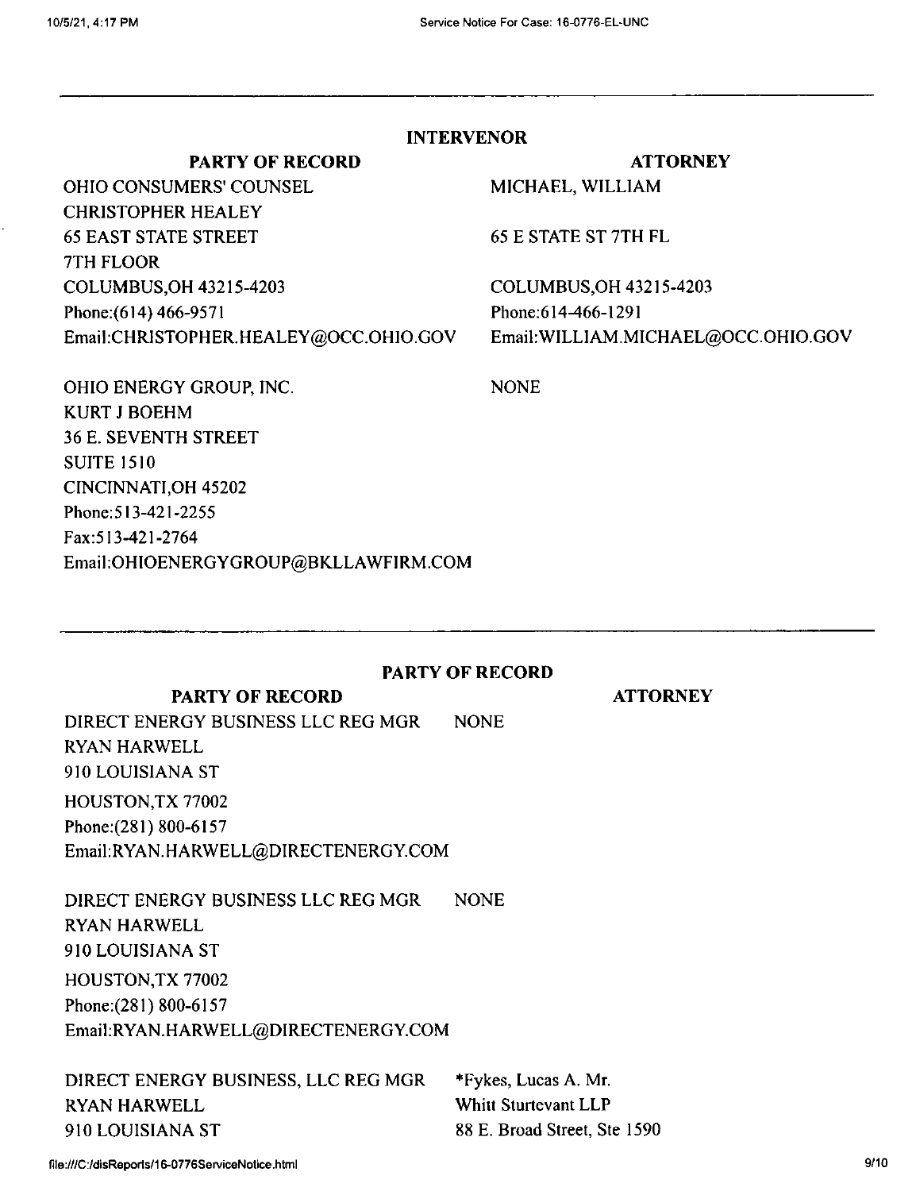## INTERVENOR

| PARTY OF RECORD | ATTORNEY |
|---|---|
| OHIO CONSUMERS' COUNSEL<br>CHRISTOPHER HEALEY<br>65 EAST STATE STREET<br>7TH FLOOR<br>COLUMBUS,OH 43215-4203<br>Phone:(614) 466-9571<br>Email:CHRISTOPHER.HEALEY@OCC.OHIO.GOV | MICHAEL, WILLIAM<br><br>65 E STATE ST 7TH FL<br><br>COLUMBUS,OH 43215-4203<br>Phone:614-466-1291<br>Email:WILLIAM.MICHAEL@OCC.OHIO.GOV |
| OHIO ENERGY GROUP, INC.<br>KURT J BOEHM<br>36 E. SEVENTH STREET<br>SUITE 1510<br>CINCINNATI,OH 45202<br>Phone:513-421-2255<br>Fax:513-421-2764<br>Email:OHIOENERGYGROUP@BKLLAWFIRM.COM | NONE |

## PARTY OF RECORD

| PARTY OF RECORD | ATTORNEY |
|---|---|
| DIRECT ENERGY BUSINESS LLC REG MGR<br>RYAN HARWELL<br>910 LOUISIANA ST<br>HOUSTON,TX 77002<br>Phone:(281) 800-6157<br>Email:RYAN.HARWELL@DIRECTENERGY.COM | NONE |
| DIRECT ENERGY BUSINESS LLC REG MGR<br>RYAN HARWELL<br>910 LOUISIANA ST<br>HOUSTON,TX 77002<br>Phone:(281) 800-6157<br>Email:RYAN.HARWELL@DIRECTENERGY.COM | NONE |
| DIRECT ENERGY BUSINESS, LLC REG MGR<br>RYAN HARWELL<br>910 LOUISIANA ST | *Fykes, Lucas A. Mr.<br>Whitt Sturtevant LLP<br>88 E. Broad Street, Ste 1590 |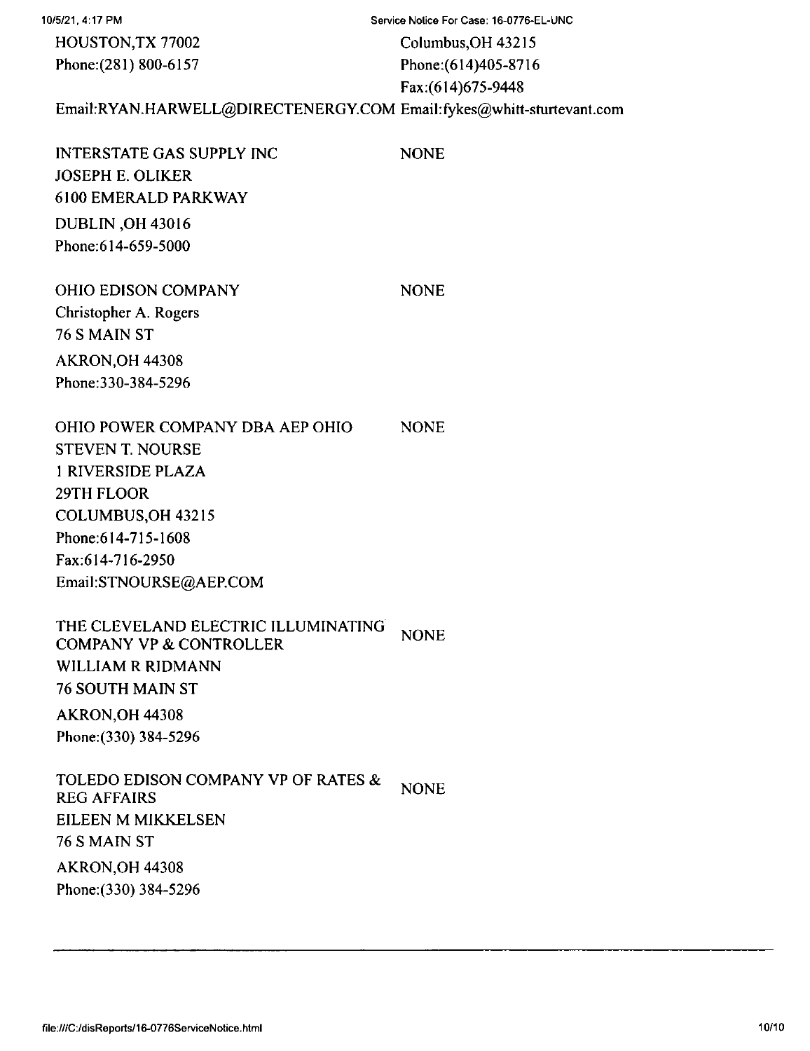HOUSTON,TX 77002
Phone:(281) 800-6157
Email:RYAN.HARWELL@DIRECTENERGY.COM

Columbus,OH 43215
Phone:(614)405-8716
Fax:(614)675-9448
Email:fykes@whitt-sturtevant.com

INTERSTATE GAS SUPPLY INC
JOSEPH E. OLIKER
6100 EMERALD PARKWAY
DUBLIN ,OH 43016
Phone:614-659-5000

NONE

OHIO EDISON COMPANY
Christopher A. Rogers
76 S MAIN ST
AKRON,OH 44308
Phone:330-384-5296

NONE

OHIO POWER COMPANY DBA AEP OHIO
STEVEN T. NOURSE
1 RIVERSIDE PLAZA
29TH FLOOR
COLUMBUS,OH 43215
Phone:614-715-1608
Fax:614-716-2950
Email:STNOURSE@AEP.COM

NONE

THE CLEVELAND ELECTRIC ILLUMINATING COMPANY VP & CONTROLLER
WILLIAM R RIDMANN
76 SOUTH MAIN ST
AKRON,OH 44308
Phone:(330) 384-5296

NONE

TOLEDO EDISON COMPANY VP OF RATES & REG AFFAIRS
EILEEN M MIKKELSEN
76 S MAIN ST
AKRON,OH 44308
Phone:(330) 384-5296

NONE